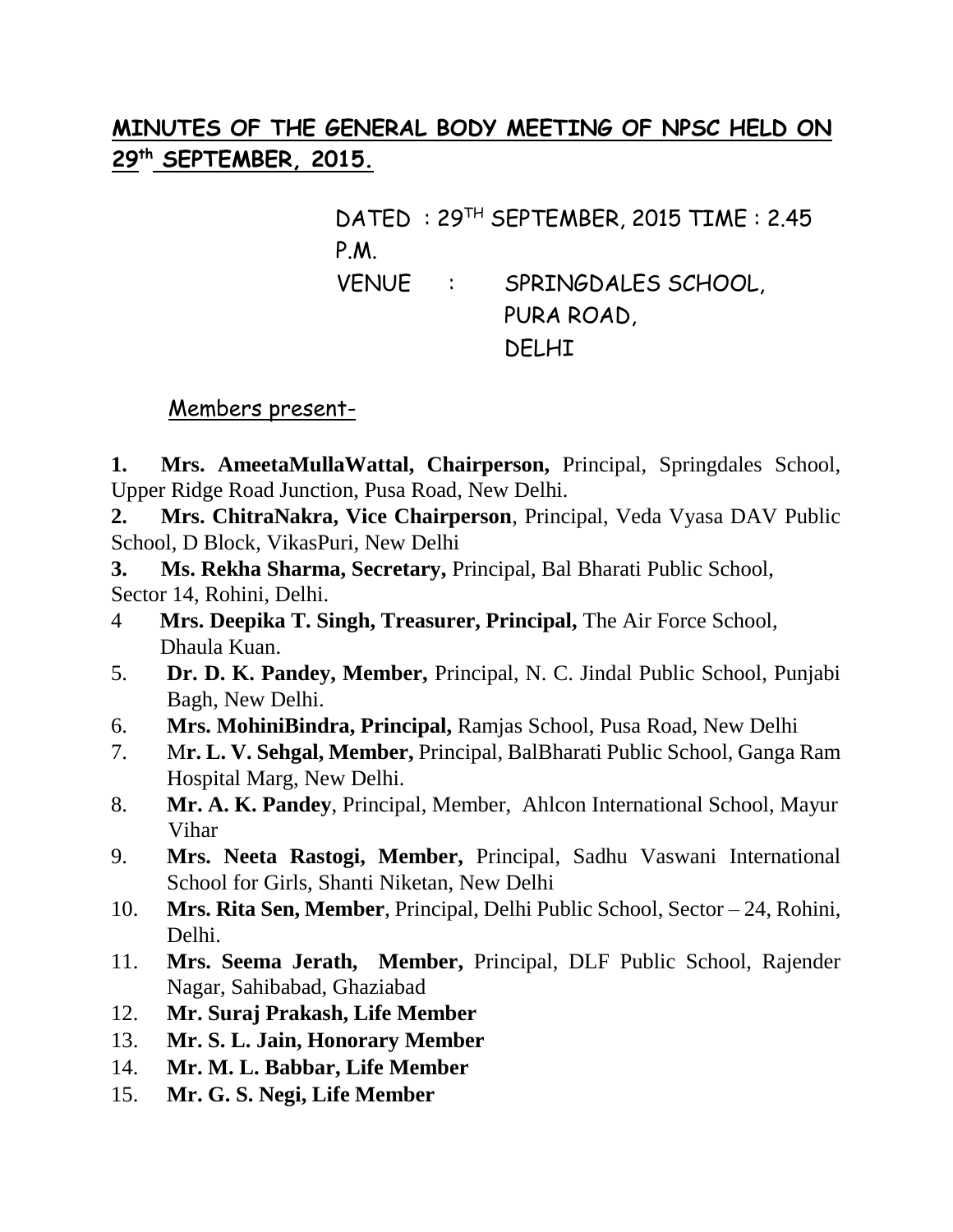## MINUTES OF THE GENERAL BODY MEETING OF NPSC HELD ON 29th SEPTEMBER, 2015.

DATED : 29TH SEPTEMBER, 2015 TIME : 2.45 P.M.

VENUE : SPRINGDALES SCHOOL, PURA ROAD, DELHI

Members present-

1. **Mrs. AmeetaMullaWattal, Chairperson,** Principal, Springdales School, Upper Ridge Road Junction, Pusa Road, New Delhi.
2. **Mrs. ChitraNakra, Vice Chairperson**, Principal, Veda Vyasa DAV Public School, D Block, VikasPuri, New Delhi
3. **Ms. Rekha Sharma, Secretary,** Principal, Bal Bharati Public School, Sector 14, Rohini, Delhi.
4. **Mrs. Deepika T. Singh, Treasurer, Principal,** The Air Force School, Dhaula Kuan.
5. **Dr. D. K. Pandey, Member,** Principal, N. C. Jindal Public School, Punjabi Bagh, New Delhi.
6. **Mrs. MohiniBindra, Principal,** Ramjas School, Pusa Road, New Delhi
7. M**r. L. V. Sehgal, Member,** Principal, BalBharati Public School, Ganga Ram Hospital Marg, New Delhi.
8. **Mr. A. K. Pandey**, Principal, Member, Ahlcon International School, Mayur Vihar
9. **Mrs. Neeta Rastogi, Member,** Principal, Sadhu Vaswani International School for Girls, Shanti Niketan, New Delhi
10. **Mrs. Rita Sen, Member**, Principal, Delhi Public School, Sector – 24, Rohini, Delhi.
11. **Mrs. Seema Jerath, Member,** Principal, DLF Public School, Rajender Nagar, Sahibabad, Ghaziabad
12. **Mr. Suraj Prakash, Life Member**
13. **Mr. S. L. Jain, Honorary Member**
14. **Mr. M. L. Babbar, Life Member**
15. **Mr. G. S. Negi, Life Member**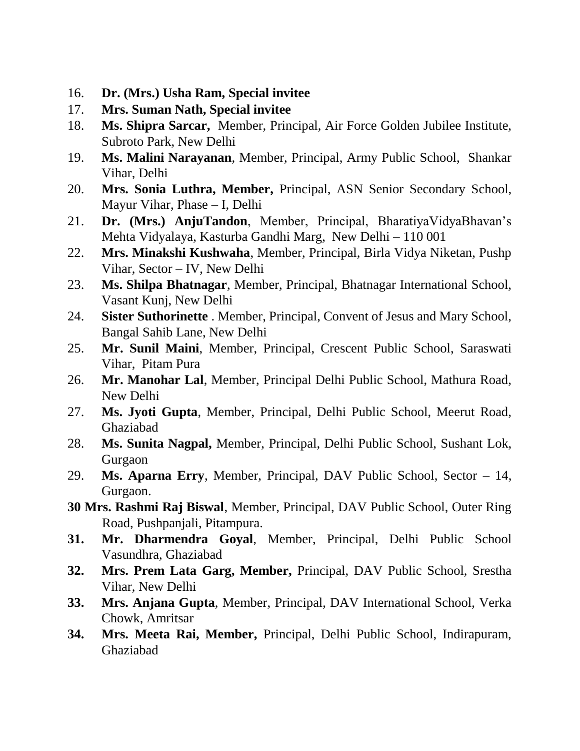16. **Dr. (Mrs.) Usha Ram, Special invitee**
17. **Mrs. Suman Nath, Special invitee**
18. **Ms. Shipra Sarcar,** Member, Principal, Air Force Golden Jubilee Institute, Subroto Park, New Delhi
19. **Ms. Malini Narayanan**, Member, Principal, Army Public School, Shankar Vihar, Delhi
20. **Mrs. Sonia Luthra, Member,** Principal, ASN Senior Secondary School, Mayur Vihar, Phase – I, Delhi
21. **Dr. (Mrs.) AnjuTandon**, Member, Principal, BharatiyaVidyaBhavan's Mehta Vidyalaya, Kasturba Gandhi Marg, New Delhi – 110 001
22. **Mrs. Minakshi Kushwaha**, Member, Principal, Birla Vidya Niketan, Pushp Vihar, Sector – IV, New Delhi
23. **Ms. Shilpa Bhatnagar**, Member, Principal, Bhatnagar International School, Vasant Kunj, New Delhi
24. **Sister Suthorinette** . Member, Principal, Convent of Jesus and Mary School, Bangal Sahib Lane, New Delhi
25. **Mr. Sunil Maini**, Member, Principal, Crescent Public School, Saraswati Vihar, Pitam Pura
26. **Mr. Manohar Lal**, Member, Principal Delhi Public School, Mathura Road, New Delhi
27. **Ms. Jyoti Gupta**, Member, Principal, Delhi Public School, Meerut Road, Ghaziabad
28. **Ms. Sunita Nagpal,** Member, Principal, Delhi Public School, Sushant Lok, Gurgaon
29. **Ms. Aparna Erry**, Member, Principal, DAV Public School, Sector – 14, Gurgaon.
30. **Mrs. Rashmi Raj Biswal**, Member, Principal, DAV Public School, Outer Ring Road, Pushpanjali, Pitampura.
31. **Mr. Dharmendra Goyal**, Member, Principal, Delhi Public School Vasundhra, Ghaziabad
32. **Mrs. Prem Lata Garg, Member,** Principal, DAV Public School, Srestha Vihar, New Delhi
33. **Mrs. Anjana Gupta**, Member, Principal, DAV International School, Verka Chowk, Amritsar
34. **Mrs. Meeta Rai, Member,** Principal, Delhi Public School, Indirapuram, Ghaziabad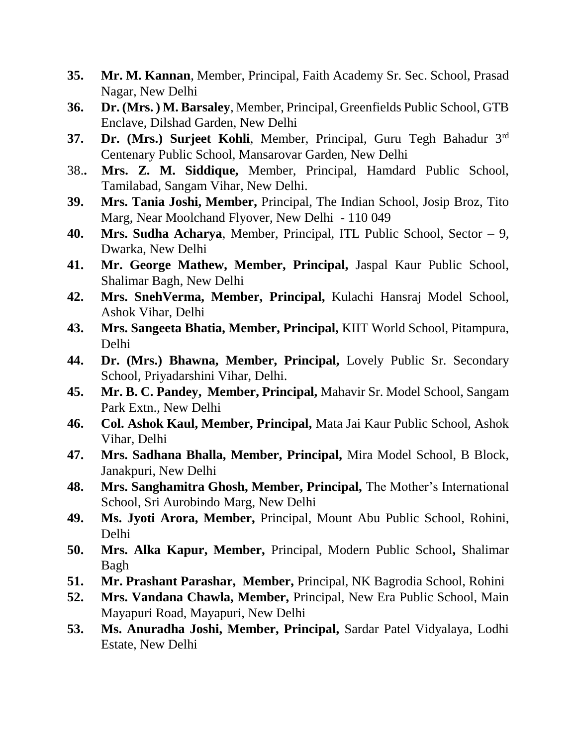35. **Mr. M. Kannan**, Member, Principal, Faith Academy Sr. Sec. School, Prasad Nagar, New Delhi
36. **Dr. (Mrs. ) M. Barsaley**, Member, Principal, Greenfields Public School, GTB Enclave, Dilshad Garden, New Delhi
37. **Dr. (Mrs.) Surjeet Kohli**, Member, Principal, Guru Tegh Bahadur 3rd Centenary Public School, Mansarovar Garden, New Delhi
38. **Mrs. Z. M. Siddique,** Member, Principal, Hamdard Public School, Tamilabad, Sangam Vihar, New Delhi.
39. **Mrs. Tania Joshi, Member,** Principal, The Indian School, Josip Broz, Tito Marg, Near Moolchand Flyover, New Delhi - 110 049
40. **Mrs. Sudha Acharya**, Member, Principal, ITL Public School, Sector – 9, Dwarka, New Delhi
41. **Mr. George Mathew, Member, Principal,** Jaspal Kaur Public School, Shalimar Bagh, New Delhi
42. **Mrs. SnehVerma, Member, Principal,** Kulachi Hansraj Model School, Ashok Vihar, Delhi
43. **Mrs. Sangeeta Bhatia, Member, Principal,** KIIT World School, Pitampura, Delhi
44. **Dr. (Mrs.) Bhawna, Member, Principal,** Lovely Public Sr. Secondary School, Priyadarshini Vihar, Delhi.
45. **Mr. B. C. Pandey, Member, Principal,** Mahavir Sr. Model School, Sangam Park Extn., New Delhi
46. **Col. Ashok Kaul, Member, Principal,** Mata Jai Kaur Public School, Ashok Vihar, Delhi
47. **Mrs. Sadhana Bhalla, Member, Principal,** Mira Model School, B Block, Janakpuri, New Delhi
48. **Mrs. Sanghamitra Ghosh, Member, Principal,** The Mother's International School, Sri Aurobindo Marg, New Delhi
49. **Ms. Jyoti Arora, Member,** Principal, Mount Abu Public School, Rohini, Delhi
50. **Mrs. Alka Kapur, Member,** Principal, Modern Public School**,** Shalimar Bagh
51. **Mr. Prashant Parashar, Member,** Principal, NK Bagrodia School, Rohini
52. **Mrs. Vandana Chawla, Member,** Principal, New Era Public School, Main Mayapuri Road, Mayapuri, New Delhi
53. **Ms. Anuradha Joshi, Member, Principal,** Sardar Patel Vidyalaya, Lodhi Estate, New Delhi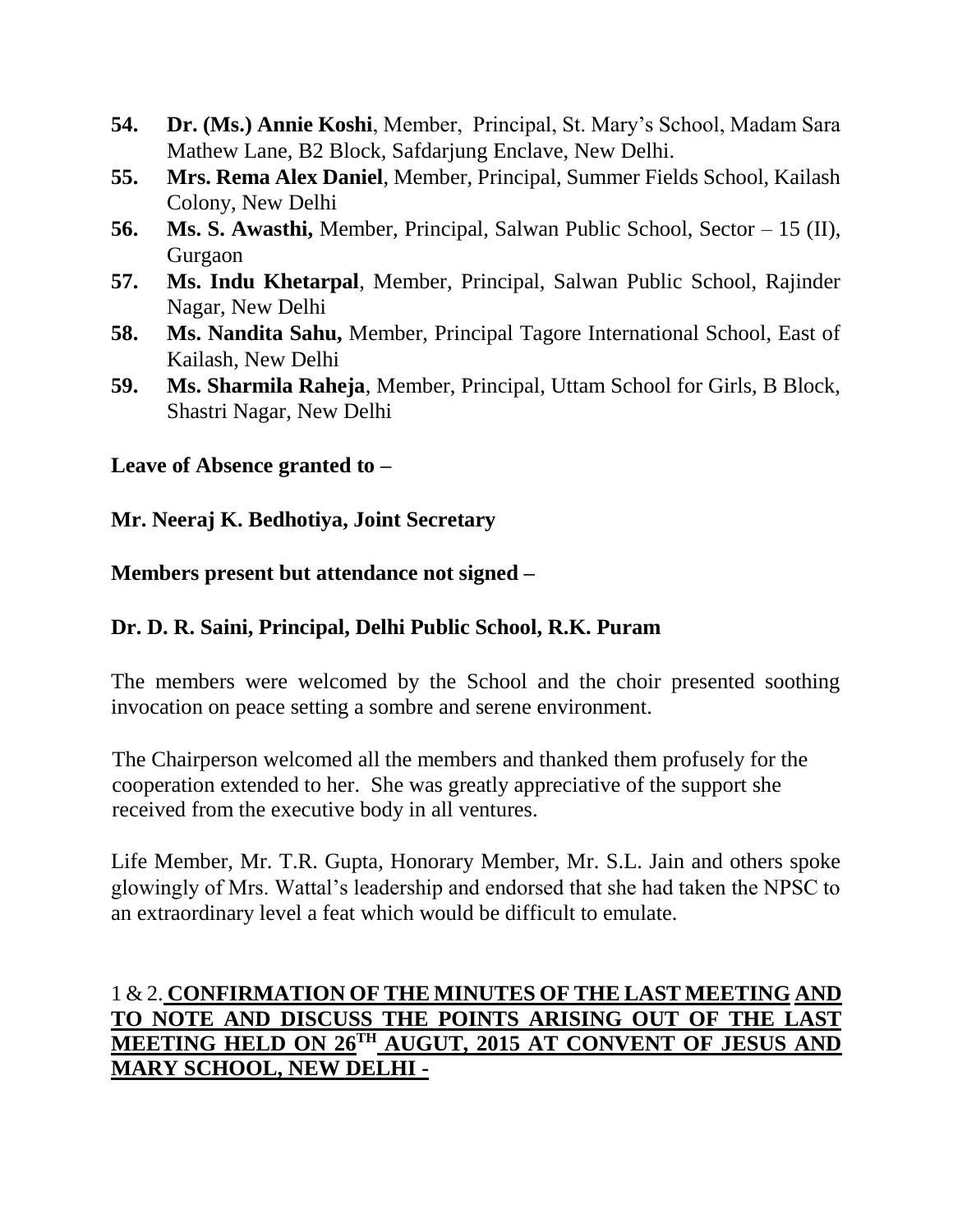54. **Dr. (Ms.) Annie Koshi**, Member, Principal, St. Mary's School, Madam Sara Mathew Lane, B2 Block, Safdarjung Enclave, New Delhi.
55. **Mrs. Rema Alex Daniel**, Member, Principal, Summer Fields School, Kailash Colony, New Delhi
56. **Ms. S. Awasthi,** Member, Principal, Salwan Public School, Sector – 15 (II), Gurgaon
57. **Ms. Indu Khetarpal**, Member, Principal, Salwan Public School, Rajinder Nagar, New Delhi
58. **Ms. Nandita Sahu,** Member, Principal Tagore International School, East of Kailash, New Delhi
59. **Ms. Sharmila Raheja**, Member, Principal, Uttam School for Girls, B Block, Shastri Nagar, New Delhi

**Leave of Absence granted to –**

**Mr. Neeraj K. Bedhotiya, Joint Secretary**

**Members present but attendance not signed –**

**Dr. D. R. Saini, Principal, Delhi Public School, R.K. Puram**

The members were welcomed by the School and the choir presented soothing invocation on peace setting a sombre and serene environment.

The Chairperson welcomed all the members and thanked them profusely for the cooperation extended to her. She was greatly appreciative of the support she received from the executive body in all ventures.

Life Member, Mr. T.R. Gupta, Honorary Member, Mr. S.L. Jain and others spoke glowingly of Mrs. Wattal's leadership and endorsed that she had taken the NPSC to an extraordinary level a feat which would be difficult to emulate.

1 & 2. **CONFIRMATION OF THE MINUTES OF THE LAST MEETING AND TO NOTE AND DISCUSS THE POINTS ARISING OUT OF THE LAST MEETING HELD ON 26TH AUGUT, 2015 AT CONVENT OF JESUS AND MARY SCHOOL, NEW DELHI -**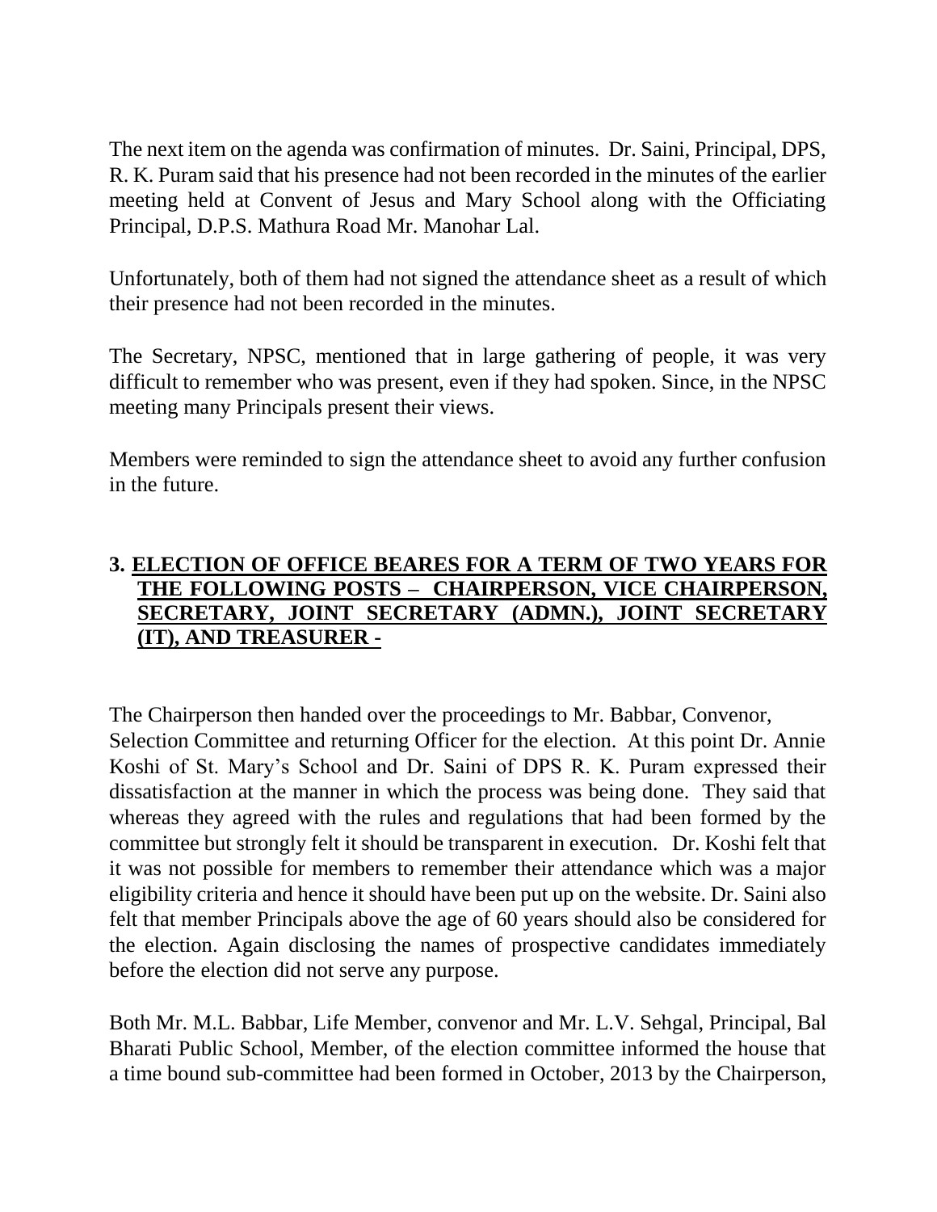The next item on the agenda was confirmation of minutes. Dr. Saini, Principal, DPS, R. K. Puram said that his presence had not been recorded in the minutes of the earlier meeting held at Convent of Jesus and Mary School along with the Officiating Principal, D.P.S. Mathura Road Mr. Manohar Lal.

Unfortunately, both of them had not signed the attendance sheet as a result of which their presence had not been recorded in the minutes.

The Secretary, NPSC, mentioned that in large gathering of people, it was very difficult to remember who was present, even if they had spoken. Since, in the NPSC meeting many Principals present their views.

Members were reminded to sign the attendance sheet to avoid any further confusion in the future.

## 3. ELECTION OF OFFICE BEARES FOR A TERM OF TWO YEARS FOR THE FOLLOWING POSTS – CHAIRPERSON, VICE CHAIRPERSON, SECRETARY, JOINT SECRETARY (ADMN.), JOINT SECRETARY (IT), AND TREASURER -

The Chairperson then handed over the proceedings to Mr. Babbar, Convenor, Selection Committee and returning Officer for the election. At this point Dr. Annie Koshi of St. Mary's School and Dr. Saini of DPS R. K. Puram expressed their dissatisfaction at the manner in which the process was being done. They said that whereas they agreed with the rules and regulations that had been formed by the committee but strongly felt it should be transparent in execution. Dr. Koshi felt that it was not possible for members to remember their attendance which was a major eligibility criteria and hence it should have been put up on the website. Dr. Saini also felt that member Principals above the age of 60 years should also be considered for the election. Again disclosing the names of prospective candidates immediately before the election did not serve any purpose.

Both Mr. M.L. Babbar, Life Member, convenor and Mr. L.V. Sehgal, Principal, Bal Bharati Public School, Member, of the election committee informed the house that a time bound sub-committee had been formed in October, 2013 by the Chairperson,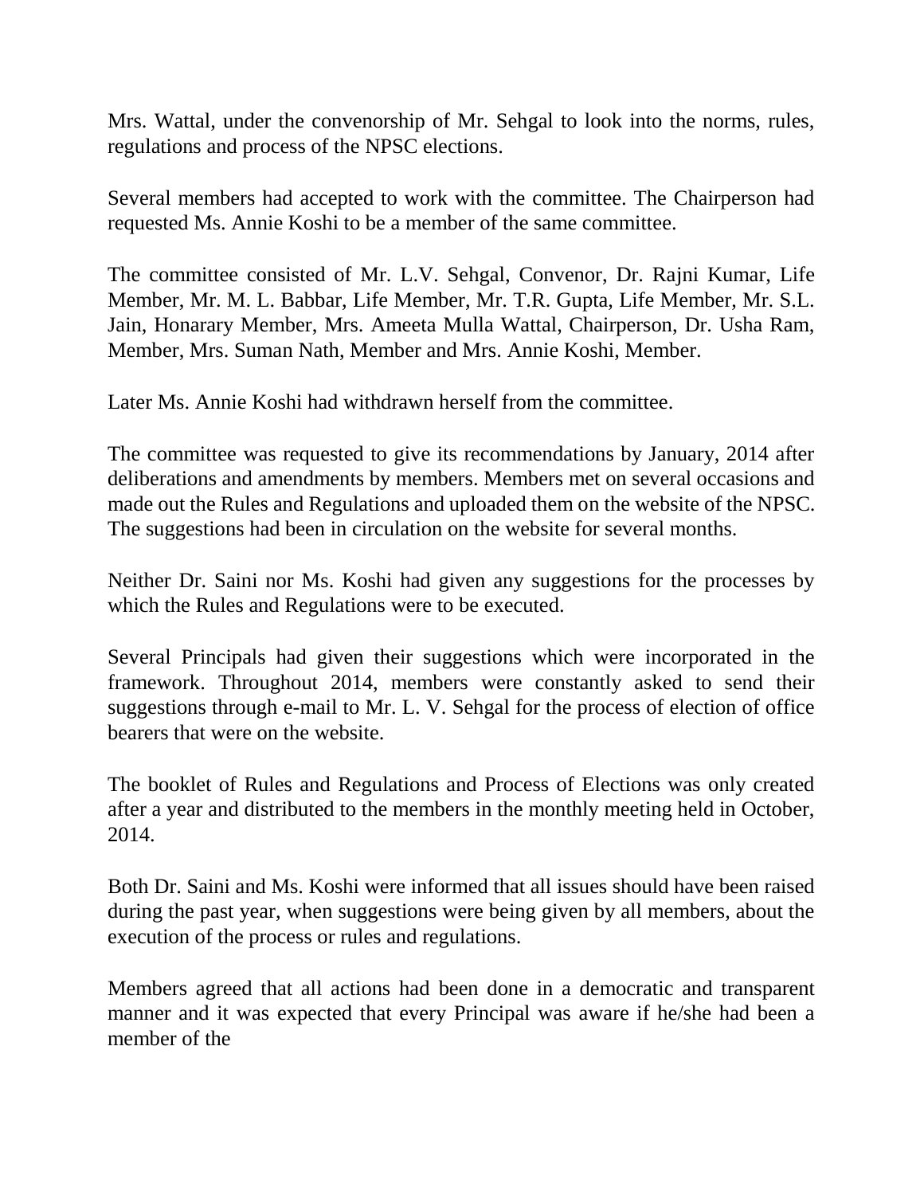Mrs. Wattal, under the convenorship of Mr. Sehgal to look into the norms, rules, regulations and process of the NPSC elections.

Several members had accepted to work with the committee. The Chairperson had requested Ms. Annie Koshi to be a member of the same committee.

The committee consisted of Mr. L.V. Sehgal, Convenor, Dr. Rajni Kumar, Life Member, Mr. M. L. Babbar, Life Member, Mr. T.R. Gupta, Life Member, Mr. S.L. Jain, Honarary Member, Mrs. Ameeta Mulla Wattal, Chairperson, Dr. Usha Ram, Member, Mrs. Suman Nath, Member and Mrs. Annie Koshi, Member.

Later Ms. Annie Koshi had withdrawn herself from the committee.

The committee was requested to give its recommendations by January, 2014 after deliberations and amendments by members. Members met on several occasions and made out the Rules and Regulations and uploaded them on the website of the NPSC. The suggestions had been in circulation on the website for several months.

Neither Dr. Saini nor Ms. Koshi had given any suggestions for the processes by which the Rules and Regulations were to be executed.

Several Principals had given their suggestions which were incorporated in the framework. Throughout 2014, members were constantly asked to send their suggestions through e-mail to Mr. L. V. Sehgal for the process of election of office bearers that were on the website.

The booklet of Rules and Regulations and Process of Elections was only created after a year and distributed to the members in the monthly meeting held in October, 2014.

Both Dr. Saini and Ms. Koshi were informed that all issues should have been raised during the past year, when suggestions were being given by all members, about the execution of the process or rules and regulations.

Members agreed that all actions had been done in a democratic and transparent manner and it was expected that every Principal was aware if he/she had been a member of the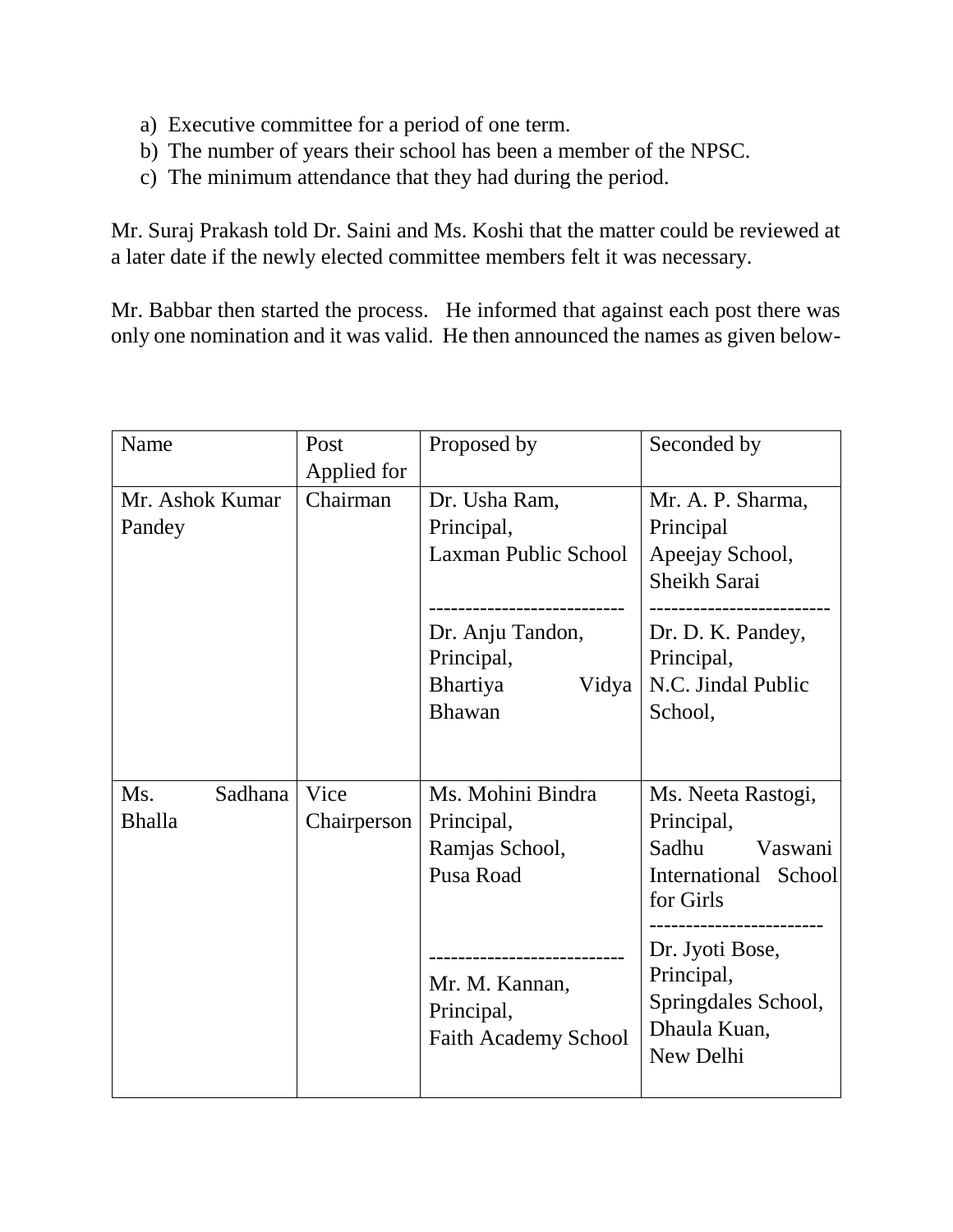a) Executive committee for a period of one term.
b) The number of years their school has been a member of the NPSC.
c) The minimum attendance that they had during the period.

Mr. Suraj Prakash told Dr. Saini and Ms. Koshi that the matter could be reviewed at a later date if the newly elected committee members felt it was necessary.

Mr. Babbar then started the process. He informed that against each post there was only one nomination and it was valid. He then announced the names as given below-

| Name | Post Applied for | Proposed by | Seconded by |
|---|---|---|---|
| Mr. Ashok Kumar Pandey | Chairman | Dr. Usha Ram, Principal, Laxman Public School<br>--------------------------<br>Dr. Anju Tandon, Principal, Bhartiya Vidya Bhawan | Mr. A. P. Sharma, Principal Apeejay School, Sheikh Sarai<br>-------------------------<br>Dr. D. K. Pandey, Principal, N.C. Jindal Public School, |
| Ms. Sadhana Bhalla | Vice Chairperson | Ms. Mohini Bindra Principal, Ramjas School, Pusa Road<br>---------------------------<br>Mr. M. Kannan, Principal, Faith Academy School | Ms. Neeta Rastogi, Principal, Sadhu Vaswani International School for Girls<br>------------------------<br>Dr. Jyoti Bose, Principal, Springdales School, Dhaula Kuan, New Delhi |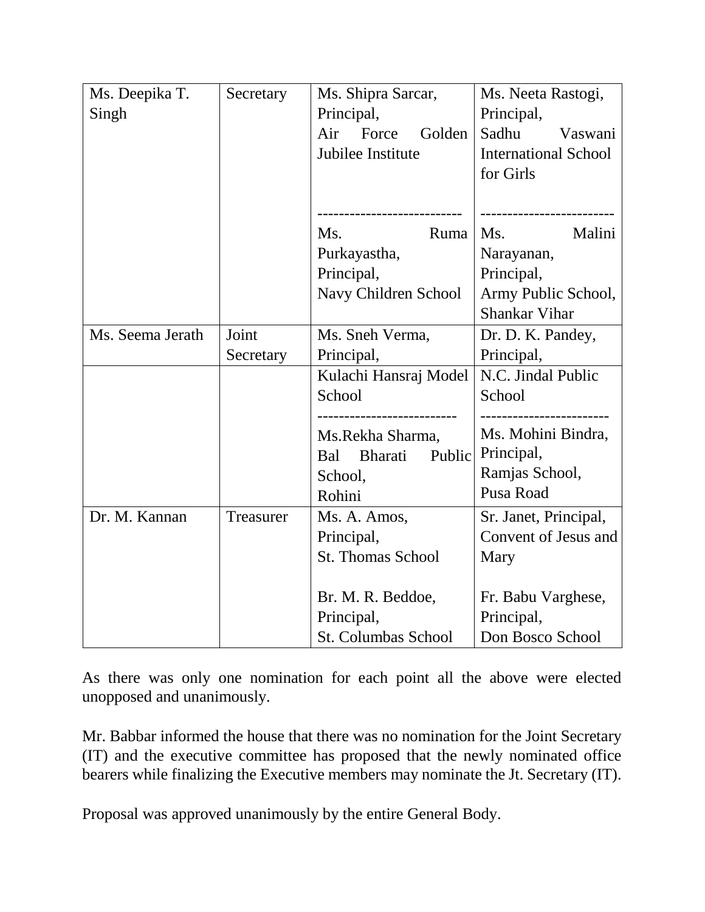| | | | |
|---|---|---|---|
| Ms. Deepika T. Singh | Secretary | Ms. Shipra Sarcar, Principal, Air Force Golden Jubilee Institute<br><br>--------------------------<br>Ms. Ruma Purkayastha, Principal, Navy Children School | Ms. Neeta Rastogi, Principal, Sadhu Vaswani International School for Girls<br><br>-------------------------<br>Ms. Malini Narayanan, Principal, Army Public School, Shankar Vihar |
| Ms. Seema Jerath | Joint Secretary | Ms. Sneh Verma, Principal, | Dr. D. K. Pandey, Principal, |
| | | Kulachi Hansraj Model School<br>-------------------------<br>Ms.Rekha Sharma, Bal Bharati Public School, Rohini | N.C. Jindal Public School<br>------------------------<br>Ms. Mohini Bindra, Principal, Ramjas School, Pusa Road |
| Dr. M. Kannan | Treasurer | Ms. A. Amos, Principal, St. Thomas School<br><br>Br. M. R. Beddoe, Principal, St. Columbas School | Sr. Janet, Principal, Convent of Jesus and Mary<br><br>Fr. Babu Varghese, Principal, Don Bosco School |

As there was only one nomination for each point all the above were elected unopposed and unanimously.

Mr. Babbar informed the house that there was no nomination for the Joint Secretary (IT) and the executive committee has proposed that the newly nominated office bearers while finalizing the Executive members may nominate the Jt. Secretary (IT).

Proposal was approved unanimously by the entire General Body.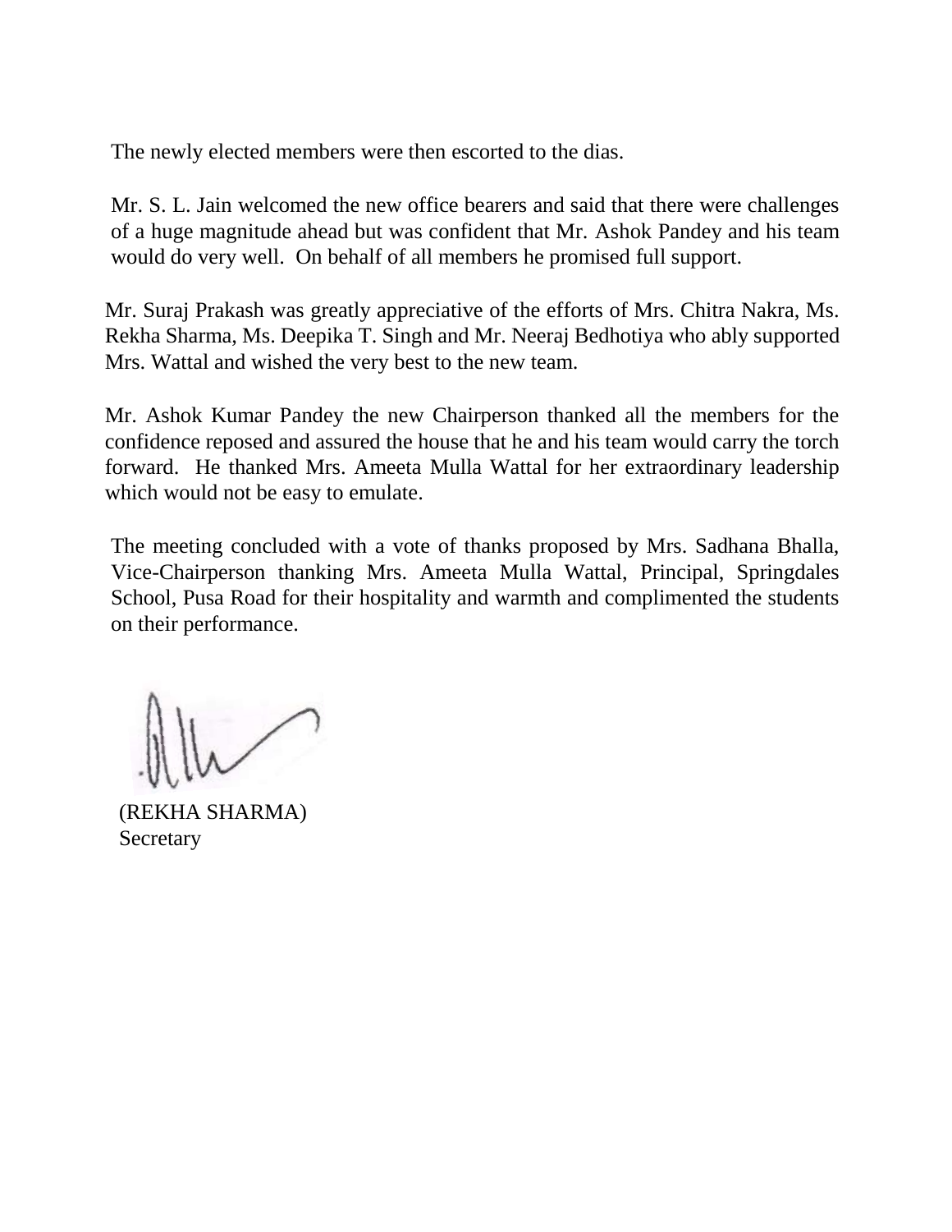The newly elected members were then escorted to the dias.

Mr. S. L. Jain welcomed the new office bearers and said that there were challenges of a huge magnitude ahead but was confident that Mr. Ashok Pandey and his team would do very well. On behalf of all members he promised full support.

Mr. Suraj Prakash was greatly appreciative of the efforts of Mrs. Chitra Nakra, Ms. Rekha Sharma, Ms. Deepika T. Singh and Mr. Neeraj Bedhotiya who ably supported Mrs. Wattal and wished the very best to the new team.

Mr. Ashok Kumar Pandey the new Chairperson thanked all the members for the confidence reposed and assured the house that he and his team would carry the torch forward. He thanked Mrs. Ameeta Mulla Wattal for her extraordinary leadership which would not be easy to emulate.

The meeting concluded with a vote of thanks proposed by Mrs. Sadhana Bhalla, Vice-Chairperson thanking Mrs. Ameeta Mulla Wattal, Principal, Springdales School, Pusa Road for their hospitality and warmth and complimented the students on their performance.

(REKHA SHARMA)
Secretary